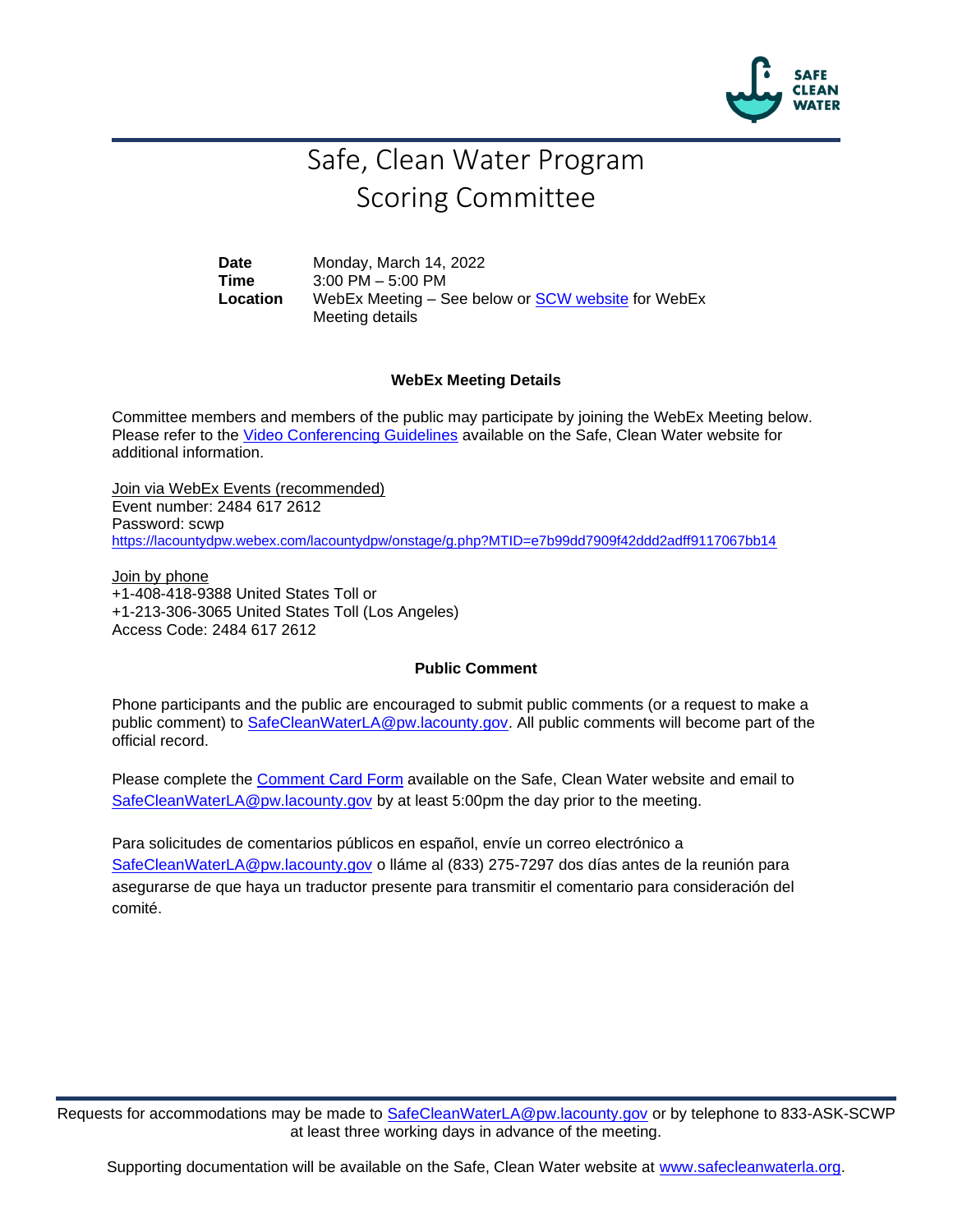# Safe, Clean Water Program
# Scoring Committee

| | |
|---|---|
| **Date** | Monday, March 14, 2022 |
| **Time** | 3:00 PM – 5:00 PM |
| **Location** | WebEx Meeting – See below or SCW website for WebEx Meeting details |

### WebEx Meeting Details

Committee members and members of the public may participate by joining the WebEx Meeting below. Please refer to the Video Conferencing Guidelines available on the Safe, Clean Water website for additional information.

Join via WebEx Events (recommended)
Event number: 2484 617 2612
Password: scwp
https://lacountydpw.webex.com/lacountydpw/onstage/g.php?MTID=e7b99dd7909f42ddd2adff9117067bb14

Join by phone
+1-408-418-9388 United States Toll or
+1-213-306-3065 United States Toll (Los Angeles)
Access Code: 2484 617 2612

### Public Comment

Phone participants and the public are encouraged to submit public comments (or a request to make a public comment) to SafeCleanWaterLA@pw.lacounty.gov. All public comments will become part of the official record.

Please complete the Comment Card Form available on the Safe, Clean Water website and email to SafeCleanWaterLA@pw.lacounty.gov by at least 5:00pm the day prior to the meeting.

Para solicitudes de comentarios públicos en español, envíe un correo electrónico a SafeCleanWaterLA@pw.lacounty.gov o lláme al (833) 275-7297 dos días antes de la reunión para asegurarse de que haya un traductor presente para transmitir el comentario para consideración del comité.

Requests for accommodations may be made to SafeCleanWaterLA@pw.lacounty.gov or by telephone to 833-ASK-SCWP at least three working days in advance of the meeting.

Supporting documentation will be available on the Safe, Clean Water website at www.safecleanwaterla.org.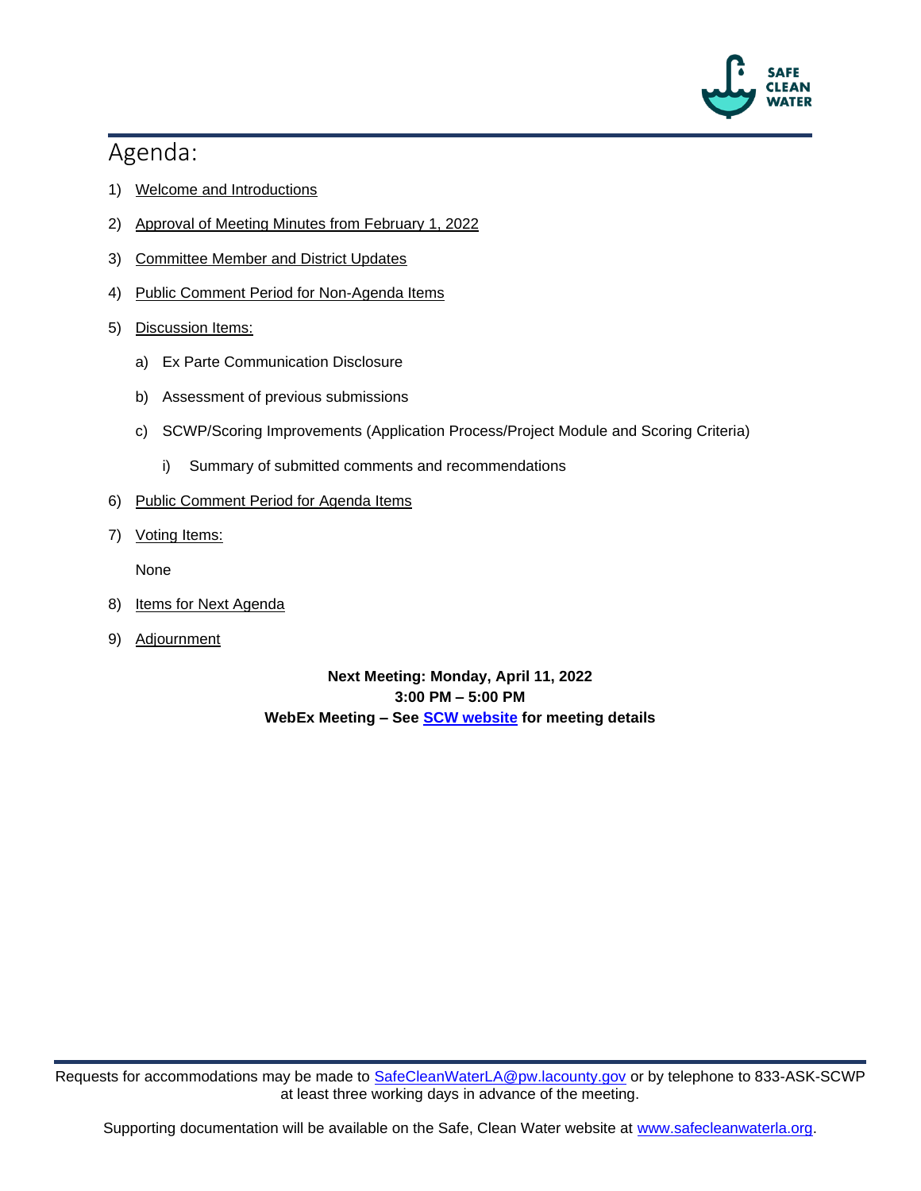# Agenda:

1) Welcome and Introductions
2) Approval of Meeting Minutes from February 1, 2022
3) Committee Member and District Updates
4) Public Comment Period for Non-Agenda Items
5) Discussion Items:
   a) Ex Parte Communication Disclosure
   b) Assessment of previous submissions
   c) SCWP/Scoring Improvements (Application Process/Project Module and Scoring Criteria)
      i) Summary of submitted comments and recommendations
6) Public Comment Period for Agenda Items
7) Voting Items:

   None

8) Items for Next Agenda
9) Adjournment

**Next Meeting: Monday, April 11, 2022**
**3:00 PM – 5:00 PM**
**WebEx Meeting – See SCW website for meeting details**

Requests for accommodations may be made to SafeCleanWaterLA@pw.lacounty.gov or by telephone to 833-ASK-SCWP at least three working days in advance of the meeting.

Supporting documentation will be available on the Safe, Clean Water website at www.safecleanwaterla.org.